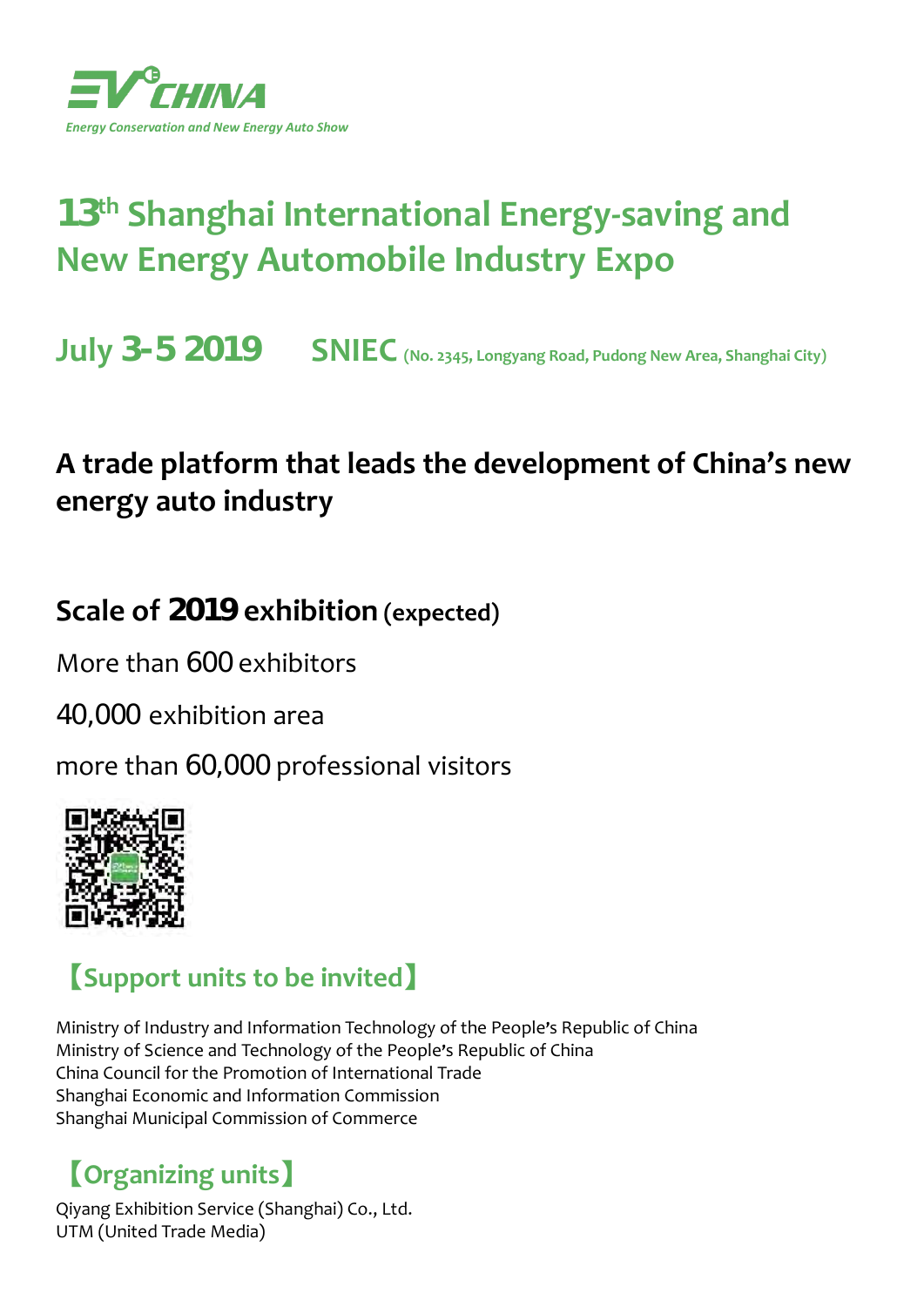EV CHINA

*Energy Conservation and New Energy Auto Show*

# 13th Shanghai International Energy-saving and New Energy Automobile Industry Expo

## July 3-5 2019 SNIEC (No. 2345, Longyang Road, Pudong New Area, Shanghai City)

## A trade platform that leads the development of China's new energy auto industry

### Scale of 2019 exhibition (expected)

More than 600 exhibitors

40,000 exhibition area

more than 60,000 professional visitors

## 【Support units to be invited】

Ministry of Industry and Information Technology of the People's Republic of China
Ministry of Science and Technology of the People's Republic of China
China Council for the Promotion of International Trade
Shanghai Economic and Information Commission
Shanghai Municipal Commission of Commerce

## 【Organizing units】

Qiyang Exhibition Service (Shanghai) Co., Ltd.
UTM (United Trade Media)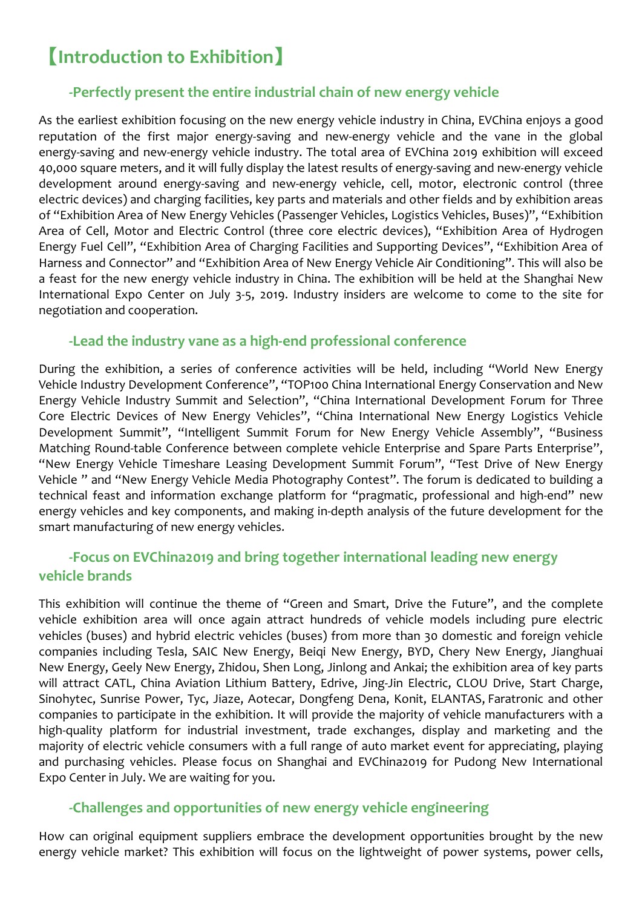# 【Introduction to Exhibition】

## -Perfectly present the entire industrial chain of new energy vehicle

As the earliest exhibition focusing on the new energy vehicle industry in China, EVChina enjoys a good reputation of the first major energy-saving and new-energy vehicle and the vane in the global energy-saving and new-energy vehicle industry. The total area of EVChina 2019 exhibition will exceed 40,000 square meters, and it will fully display the latest results of energy-saving and new-energy vehicle development around energy-saving and new-energy vehicle, cell, motor, electronic control (three electric devices) and charging facilities, key parts and materials and other fields and by exhibition areas of "Exhibition Area of New Energy Vehicles (Passenger Vehicles, Logistics Vehicles, Buses)", "Exhibition Area of Cell, Motor and Electric Control (three core electric devices), "Exhibition Area of Hydrogen Energy Fuel Cell", "Exhibition Area of Charging Facilities and Supporting Devices", "Exhibition Area of Harness and Connector" and "Exhibition Area of New Energy Vehicle Air Conditioning". This will also be a feast for the new energy vehicle industry in China. The exhibition will be held at the Shanghai New International Expo Center on July 3-5, 2019. Industry insiders are welcome to come to the site for negotiation and cooperation.

## -Lead the industry vane as a high-end professional conference

During the exhibition, a series of conference activities will be held, including "World New Energy Vehicle Industry Development Conference", "TOP100 China International Energy Conservation and New Energy Vehicle Industry Summit and Selection", "China International Development Forum for Three Core Electric Devices of New Energy Vehicles", "China International New Energy Logistics Vehicle Development Summit", "Intelligent Summit Forum for New Energy Vehicle Assembly", "Business Matching Round-table Conference between complete vehicle Enterprise and Spare Parts Enterprise", "New Energy Vehicle Timeshare Leasing Development Summit Forum", "Test Drive of New Energy Vehicle " and "New Energy Vehicle Media Photography Contest". The forum is dedicated to building a technical feast and information exchange platform for "pragmatic, professional and high-end" new energy vehicles and key components, and making in-depth analysis of the future development for the smart manufacturing of new energy vehicles.

## -Focus on EVChina2019 and bring together international leading new energy vehicle brands

This exhibition will continue the theme of "Green and Smart, Drive the Future", and the complete vehicle exhibition area will once again attract hundreds of vehicle models including pure electric vehicles (buses) and hybrid electric vehicles (buses) from more than 30 domestic and foreign vehicle companies including Tesla, SAIC New Energy, Beiqi New Energy, BYD, Chery New Energy, Jianghuai New Energy, Geely New Energy, Zhidou, Shen Long, Jinlong and Ankai; the exhibition area of key parts will attract CATL, China Aviation Lithium Battery, Edrive, Jing-Jin Electric, CLOU Drive, Start Charge, Sinohytec, Sunrise Power, Tyc, Jiaze, Aotecar, Dongfeng Dena, Konit, ELANTAS, Faratronic and other companies to participate in the exhibition. It will provide the majority of vehicle manufacturers with a high-quality platform for industrial investment, trade exchanges, display and marketing and the majority of electric vehicle consumers with a full range of auto market event for appreciating, playing and purchasing vehicles. Please focus on Shanghai and EVChina2019 for Pudong New International Expo Center in July. We are waiting for you.

## -Challenges and opportunities of new energy vehicle engineering

How can original equipment suppliers embrace the development opportunities brought by the new energy vehicle market? This exhibition will focus on the lightweight of power systems, power cells,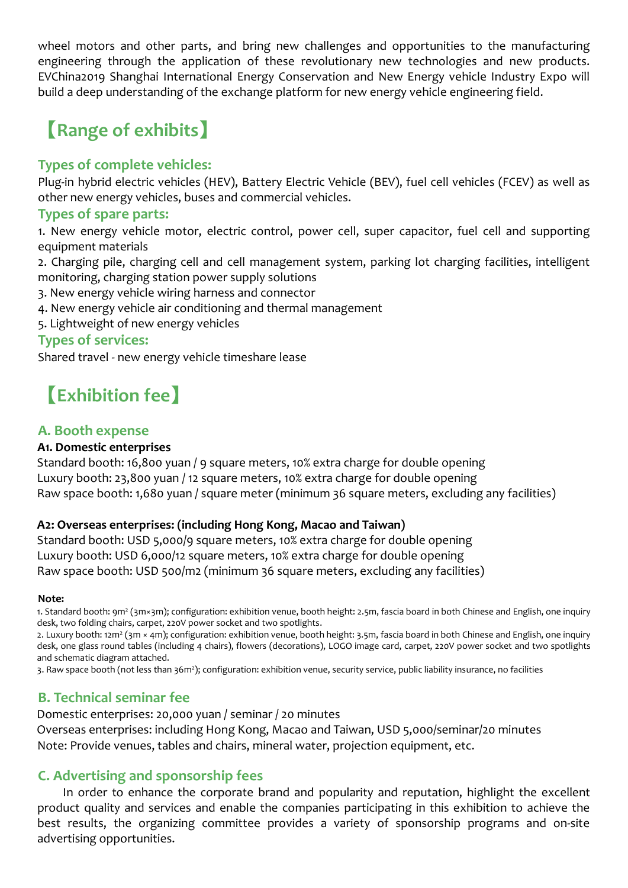wheel motors and other parts, and bring new challenges and opportunities to the manufacturing engineering through the application of these revolutionary new technologies and new products. EVChina2019 Shanghai International Energy Conservation and New Energy vehicle Industry Expo will build a deep understanding of the exchange platform for new energy vehicle engineering field.

## 【Range of exhibits】

### Types of complete vehicles:

Plug-in hybrid electric vehicles (HEV), Battery Electric Vehicle (BEV), fuel cell vehicles (FCEV) as well as other new energy vehicles, buses and commercial vehicles.

### Types of spare parts:

1. New energy vehicle motor, electric control, power cell, super capacitor, fuel cell and supporting equipment materials
2. Charging pile, charging cell and cell management system, parking lot charging facilities, intelligent monitoring, charging station power supply solutions
3. New energy vehicle wiring harness and connector
4. New energy vehicle air conditioning and thermal management
5. Lightweight of new energy vehicles

### Types of services:

Shared travel - new energy vehicle timeshare lease

## 【Exhibition fee】

### A. Booth expense

**A1. Domestic enterprises**

Standard booth: 16,800 yuan / 9 square meters, 10% extra charge for double opening
Luxury booth: 23,800 yuan / 12 square meters, 10% extra charge for double opening
Raw space booth: 1,680 yuan / square meter (minimum 36 square meters, excluding any facilities)

**A2: Overseas enterprises: (including Hong Kong, Macao and Taiwan)**

Standard booth: USD 5,000/9 square meters, 10% extra charge for double opening
Luxury booth: USD 6,000/12 square meters, 10% extra charge for double opening
Raw space booth: USD 500/m2 (minimum 36 square meters, excluding any facilities)

**Note:**

1. Standard booth: 9m² (3m×3m); configuration: exhibition venue, booth height: 2.5m, fascia board in both Chinese and English, one inquiry desk, two folding chairs, carpet, 220V power socket and two spotlights.
2. Luxury booth: 12m² (3m × 4m); configuration: exhibition venue, booth height: 3.5m, fascia board in both Chinese and English, one inquiry desk, one glass round tables (including 4 chairs), flowers (decorations), LOGO image card, carpet, 220V power socket and two spotlights and schematic diagram attached.
3. Raw space booth (not less than 36m²); configuration: exhibition venue, security service, public liability insurance, no facilities

### B. Technical seminar fee

Domestic enterprises: 20,000 yuan / seminar / 20 minutes
Overseas enterprises: including Hong Kong, Macao and Taiwan, USD 5,000/seminar/20 minutes
Note: Provide venues, tables and chairs, mineral water, projection equipment, etc.

### C. Advertising and sponsorship fees

In order to enhance the corporate brand and popularity and reputation, highlight the excellent product quality and services and enable the companies participating in this exhibition to achieve the best results, the organizing committee provides a variety of sponsorship programs and on-site advertising opportunities.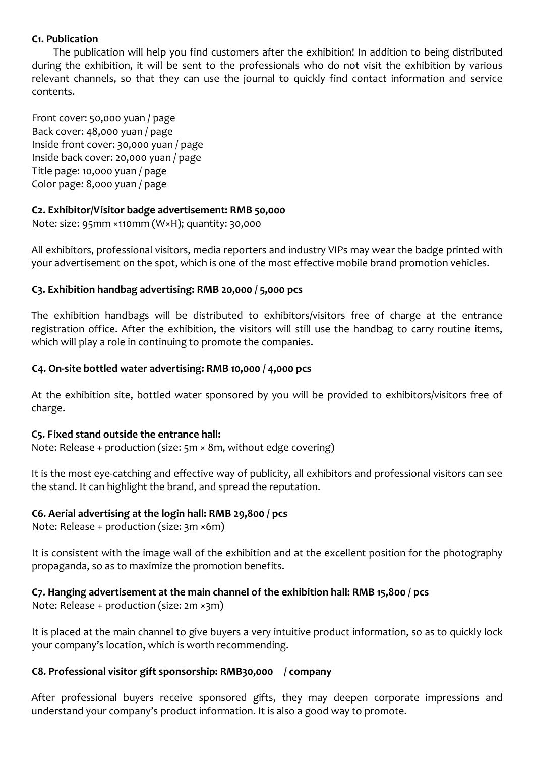**C1. Publication**

The publication will help you find customers after the exhibition! In addition to being distributed during the exhibition, it will be sent to the professionals who do not visit the exhibition by various relevant channels, so that they can use the journal to quickly find contact information and service contents.

Front cover: 50,000 yuan / page
Back cover: 48,000 yuan / page
Inside front cover: 30,000 yuan / page
Inside back cover: 20,000 yuan / page
Title page: 10,000 yuan / page
Color page: 8,000 yuan / page

**C2. Exhibitor/Visitor badge advertisement: RMB 50,000**

Note: size: 95mm ×110mm (W×H); quantity: 30,000

All exhibitors, professional visitors, media reporters and industry VIPs may wear the badge printed with your advertisement on the spot, which is one of the most effective mobile brand promotion vehicles.

**C3. Exhibition handbag advertising: RMB 20,000 / 5,000 pcs**

The exhibition handbags will be distributed to exhibitors/visitors free of charge at the entrance registration office. After the exhibition, the visitors will still use the handbag to carry routine items, which will play a role in continuing to promote the companies.

**C4. On-site bottled water advertising: RMB 10,000 / 4,000 pcs**

At the exhibition site, bottled water sponsored by you will be provided to exhibitors/visitors free of charge.

**C5. Fixed stand outside the entrance hall:**

Note: Release + production (size: 5m × 8m, without edge covering)

It is the most eye-catching and effective way of publicity, all exhibitors and professional visitors can see the stand. It can highlight the brand, and spread the reputation.

**C6. Aerial advertising at the login hall: RMB 29,800 / pcs**

Note: Release + production (size: 3m ×6m)

It is consistent with the image wall of the exhibition and at the excellent position for the photography propaganda, so as to maximize the promotion benefits.

**C7. Hanging advertisement at the main channel of the exhibition hall: RMB 15,800 / pcs**

Note: Release + production (size: 2m ×3m)

It is placed at the main channel to give buyers a very intuitive product information, so as to quickly lock your company's location, which is worth recommending.

**C8. Professional visitor gift sponsorship: RMB30,000 / company**

After professional buyers receive sponsored gifts, they may deepen corporate impressions and understand your company's product information. It is also a good way to promote.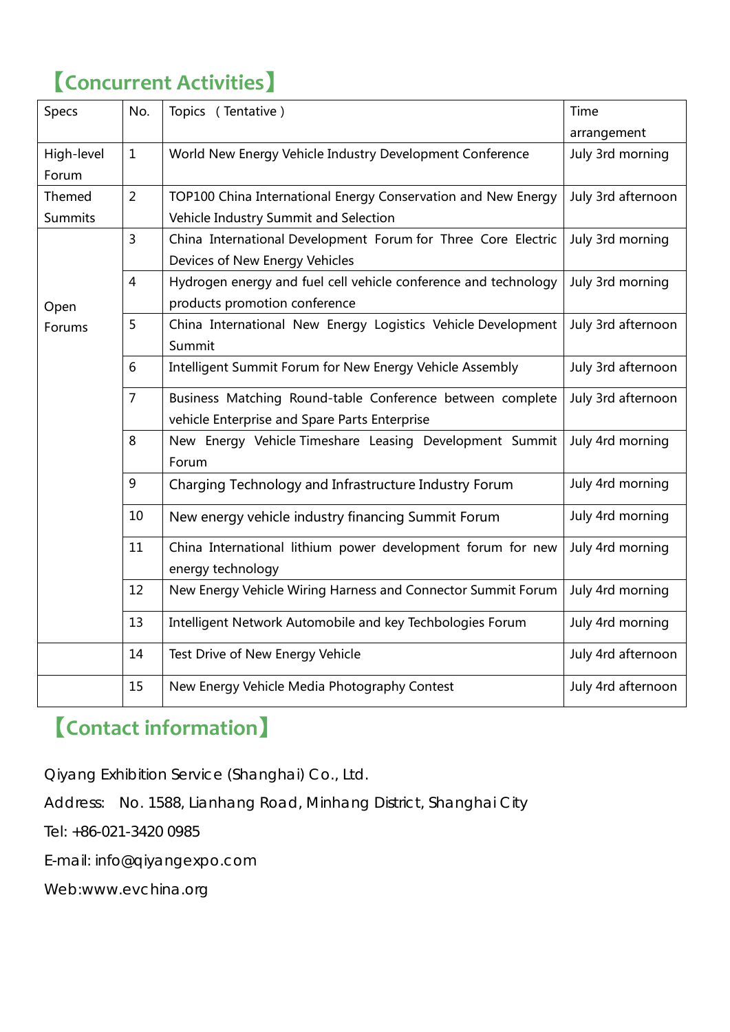## 【Concurrent Activities】

| Specs | No. | Topics （Tentative） | Time arrangement |
|---|---|---|---|
| High-level Forum | 1 | World New Energy Vehicle Industry Development Conference | July 3rd morning |
| Themed Summits | 2 | TOP100 China International Energy Conservation and New Energy Vehicle Industry Summit and Selection | July 3rd afternoon |
| Open Forums | 3 | China International Development Forum for Three Core Electric Devices of New Energy Vehicles | July 3rd morning |
| | 4 | Hydrogen energy and fuel cell vehicle conference and technology products promotion conference | July 3rd morning |
| | 5 | China International New Energy Logistics Vehicle Development Summit | July 3rd afternoon |
| | 6 | Intelligent Summit Forum for New Energy Vehicle Assembly | July 3rd afternoon |
| | 7 | Business Matching Round-table Conference between complete vehicle Enterprise and Spare Parts Enterprise | July 3rd afternoon |
| | 8 | New Energy Vehicle Timeshare Leasing Development Summit Forum | July 4rd morning |
| | 9 | Charging Technology and Infrastructure Industry Forum | July 4rd morning |
| | 10 | New energy vehicle industry financing Summit Forum | July 4rd morning |
| | 11 | China International lithium power development forum for new energy technology | July 4rd morning |
| | 12 | New Energy Vehicle Wiring Harness and Connector Summit Forum | July 4rd morning |
| | 13 | Intelligent Network Automobile and key Techbologies Forum | July 4rd morning |
| | 14 | Test Drive of New Energy Vehicle | July 4rd afternoon |
| | 15 | New Energy Vehicle Media Photography Contest | July 4rd afternoon |

## 【Contact information】

Qiyang Exhibition Service (Shanghai) Co., Ltd.

Address: No. 1588, Lianhang Road, Minhang District, Shanghai City

Tel: +86-021-3420 0985

E-mail: info@qiyangexpo.com

Web:www.evchina.org